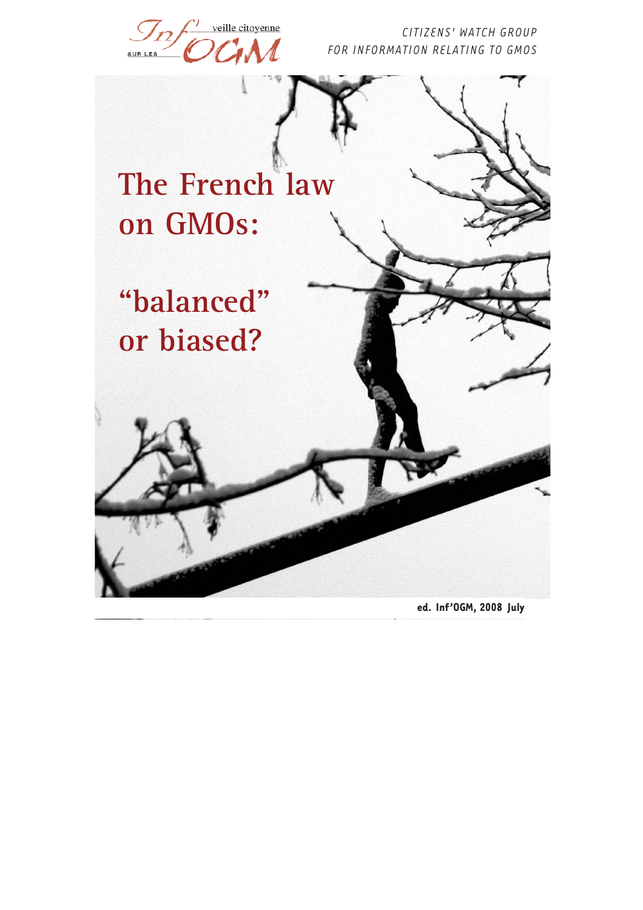Inf'OGM veille citoyenne sur les OGM

*CITIZENS' WATCH GROUP FOR INFORMATION RELATING TO GMOS*

# The French law on GMOs:

# "balanced" or biased?

**ed. Inf'OGM, 2008 July**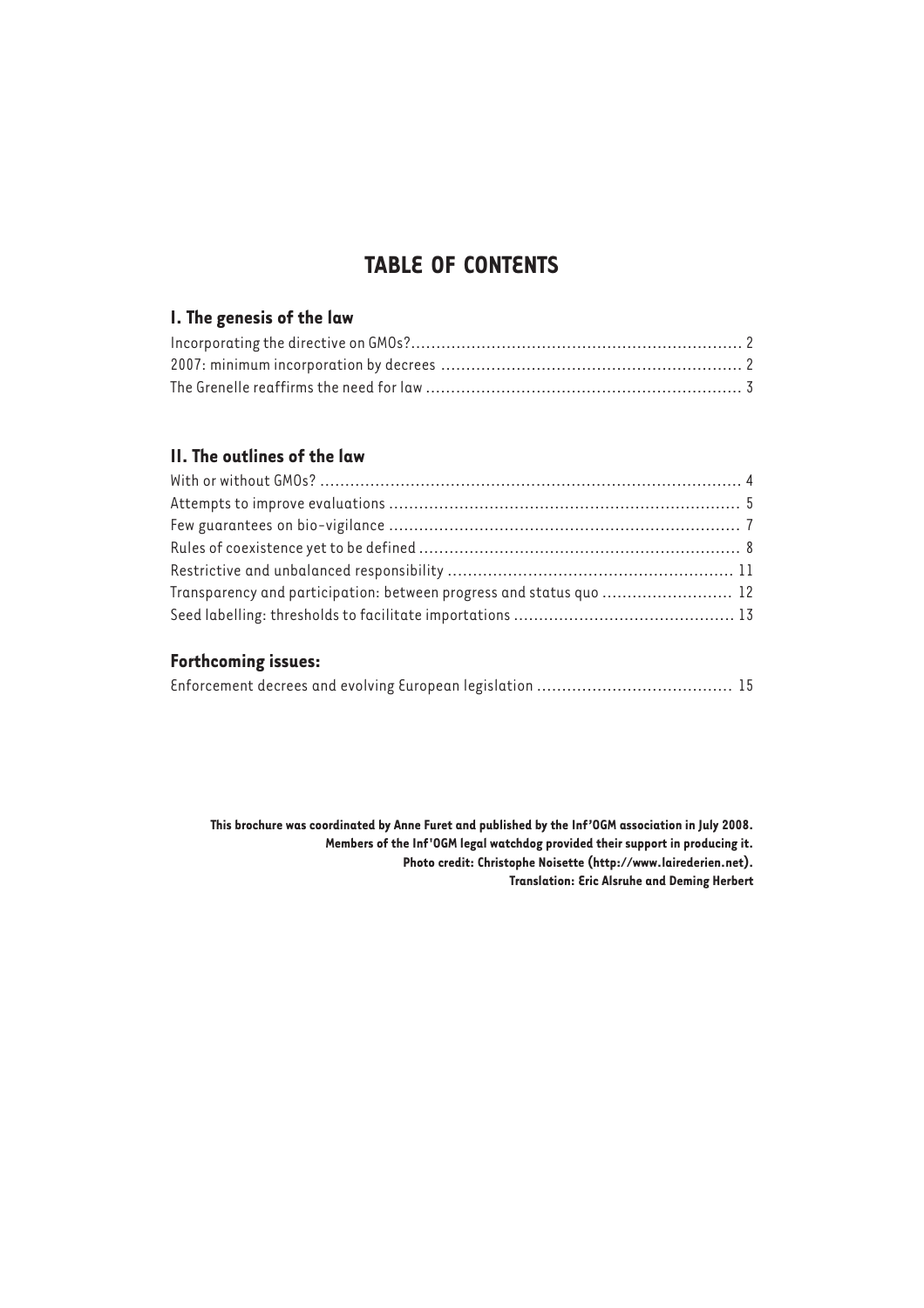# TABLE OF CONTENTS

## I. The genesis of the law

Incorporating the directive on GMOs? ........ 2
2007: minimum incorporation by decrees ........ 2
The Grenelle reaffirms the need for law ........ 3

## II. The outlines of the law

With or without GMOs? ........ 4
Attempts to improve evaluations ........ 5
Few guarantees on bio-vigilance ........ 7
Rules of coexistence yet to be defined ........ 8
Restrictive and unbalanced responsibility ........ 11
Transparency and participation: between progress and status quo ........ 12
Seed labelling: thresholds to facilitate importations ........ 13

## Forthcoming issues:

Enforcement decrees and evolving European legislation ........ 15

**This brochure was coordinated by Anne Furet and published by the Inf'OGM association in July 2008.**
**Members of the Inf'OGM legal watchdog provided their support in producing it.**
**Photo credit: Christophe Noisette (http://www.lairederien.net).**
**Translation: Eric Alsruhe and Deming Herbert**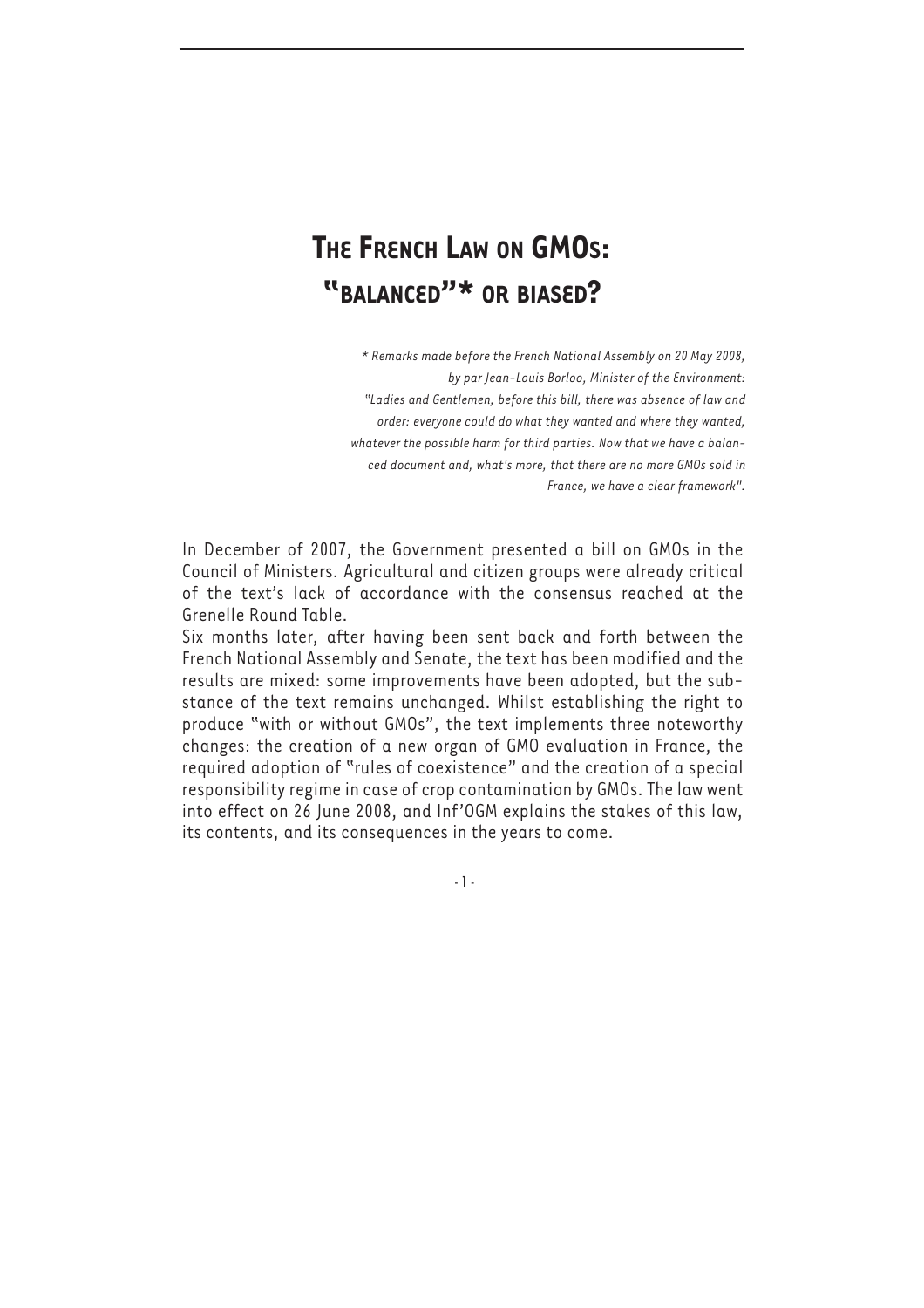# The French Law on GMOs: "balanced"* or biased?

*\* Remarks made before the French National Assembly on 20 May 2008, by par Jean-Louis Borloo, Minister of the Environment: "Ladies and Gentlemen, before this bill, there was absence of law and order: everyone could do what they wanted and where they wanted, whatever the possible harm for third parties. Now that we have a balanced document and, what's more, that there are no more GMOs sold in France, we have a clear framework".*

In December of 2007, the Government presented a bill on GMOs in the Council of Ministers. Agricultural and citizen groups were already critical of the text's lack of accordance with the consensus reached at the Grenelle Round Table.

Six months later, after having been sent back and forth between the French National Assembly and Senate, the text has been modified and the results are mixed: some improvements have been adopted, but the substance of the text remains unchanged. Whilst establishing the right to produce "with or without GMOs", the text implements three noteworthy changes: the creation of a new organ of GMO evaluation in France, the required adoption of "rules of coexistence" and the creation of a special responsibility regime in case of crop contamination by GMOs. The law went into effect on 26 June 2008, and Inf'OGM explains the stakes of this law, its contents, and its consequences in the years to come.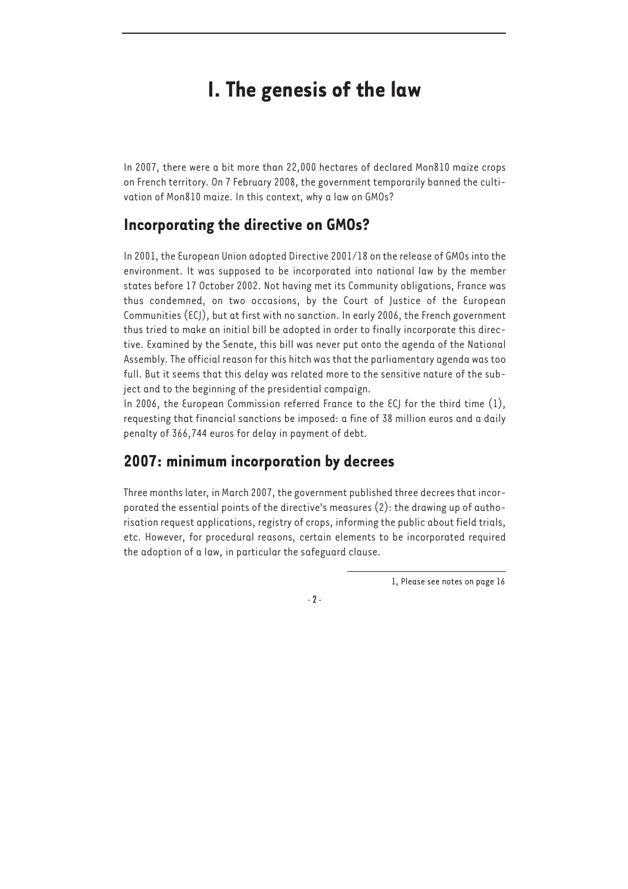# I. The genesis of the law

In 2007, there were a bit more than 22,000 hectares of declared Mon810 maize crops on French territory. On 7 February 2008, the government temporarily banned the cultivation of Mon810 maize. In this context, why a law on GMOs?

## Incorporating the directive on GMOs?

In 2001, the European Union adopted Directive 2001/18 on the release of GMOs into the environment. It was supposed to be incorporated into national law by the member states before 17 October 2002. Not having met its Community obligations, France was thus condemned, on two occasions, by the Court of Justice of the European Communities (ECJ), but at first with no sanction. In early 2006, the French government thus tried to make an initial bill be adopted in order to finally incorporate this directive. Examined by the Senate, this bill was never put onto the agenda of the National Assembly. The official reason for this hitch was that the parliamentary agenda was too full. But it seems that this delay was related more to the sensitive nature of the subject and to the beginning of the presidential campaign.

In 2006, the European Commission referred France to the ECJ for the third time (1), requesting that financial sanctions be imposed: a fine of 38 million euros and a daily penalty of 366,744 euros for delay in payment of debt.

## 2007: minimum incorporation by decrees

Three months later, in March 2007, the government published three decrees that incorporated the essential points of the directive's measures (2): the drawing up of authorisation request applications, registry of crops, informing the public about field trials, etc. However, for procedural reasons, certain elements to be incorporated required the adoption of a law, in particular the safeguard clause.

1, Please see notes on page 16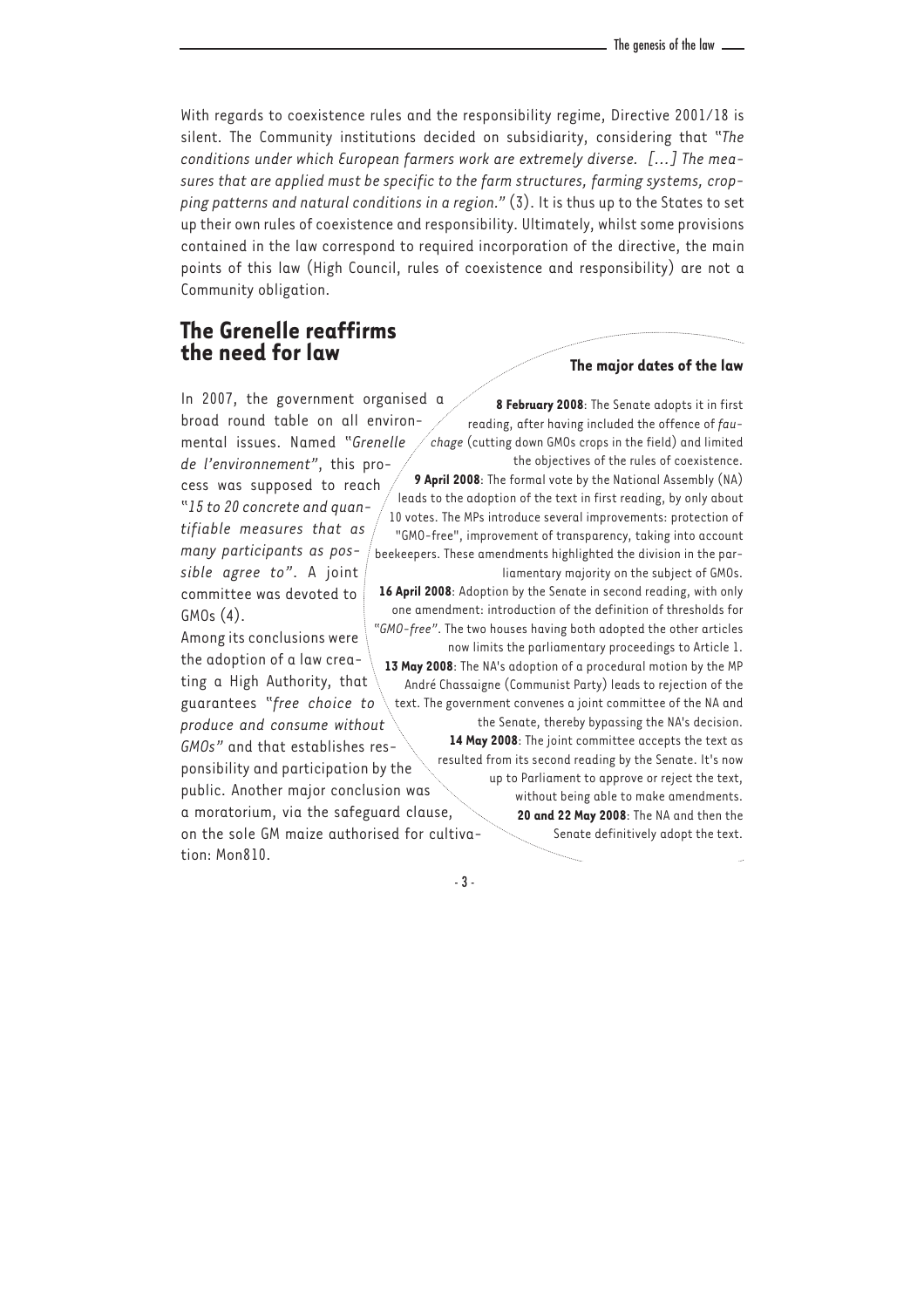With regards to coexistence rules and the responsibility regime, Directive 2001/18 is silent. The Community institutions decided on subsidiarity, considering that "*The conditions under which European farmers work are extremely diverse. [...] The measures that are applied must be specific to the farm structures, farming systems, cropping patterns and natural conditions in a region.*" (3). It is thus up to the States to set up their own rules of coexistence and responsibility. Ultimately, whilst some provisions contained in the law correspond to required incorporation of the directive, the main points of this law (High Council, rules of coexistence and responsibility) are not a Community obligation.

## The Grenelle reaffirms the need for law

In 2007, the government organised a broad round table on all environmental issues. Named "*Grenelle de l'environnement*", this process was supposed to reach "*15 to 20 concrete and quantifiable measures that as many participants as possible agree to*". A joint committee was devoted to GMOs (4).

Among its conclusions were the adoption of a law creating a High Authority, that guarantees "*free choice to produce and consume without GMOs*" and that establishes responsibility and participation by the public. Another major conclusion was a moratorium, via the safeguard clause, on the sole GM maize authorised for cultivation: Mon810.

### The major dates of the law

**8 February 2008**: The Senate adopts it in first reading, after having included the offence of *fauchage* (cutting down GMOs crops in the field) and limited the objectives of the rules of coexistence.

**9 April 2008**: The formal vote by the National Assembly (NA) leads to the adoption of the text in first reading, by only about 10 votes. The MPs introduce several improvements: protection of "GMO-free", improvement of transparency, taking into account beekeepers. These amendments highlighted the division in the parliamentary majority on the subject of GMOs.

**16 April 2008**: Adoption by the Senate in second reading, with only one amendment: introduction of the definition of thresholds for "*GMO-free*". The two houses having both adopted the other articles now limits the parliamentary proceedings to Article 1.

**13 May 2008**: The NA's adoption of a procedural motion by the MP André Chassaigne (Communist Party) leads to rejection of the text. The government convenes a joint committee of the NA and the Senate, thereby bypassing the NA's decision.

**14 May 2008**: The joint committee accepts the text as resulted from its second reading by the Senate. It's now up to Parliament to approve or reject the text, without being able to make amendments.

**20 and 22 May 2008**: The NA and then the Senate definitively adopt the text.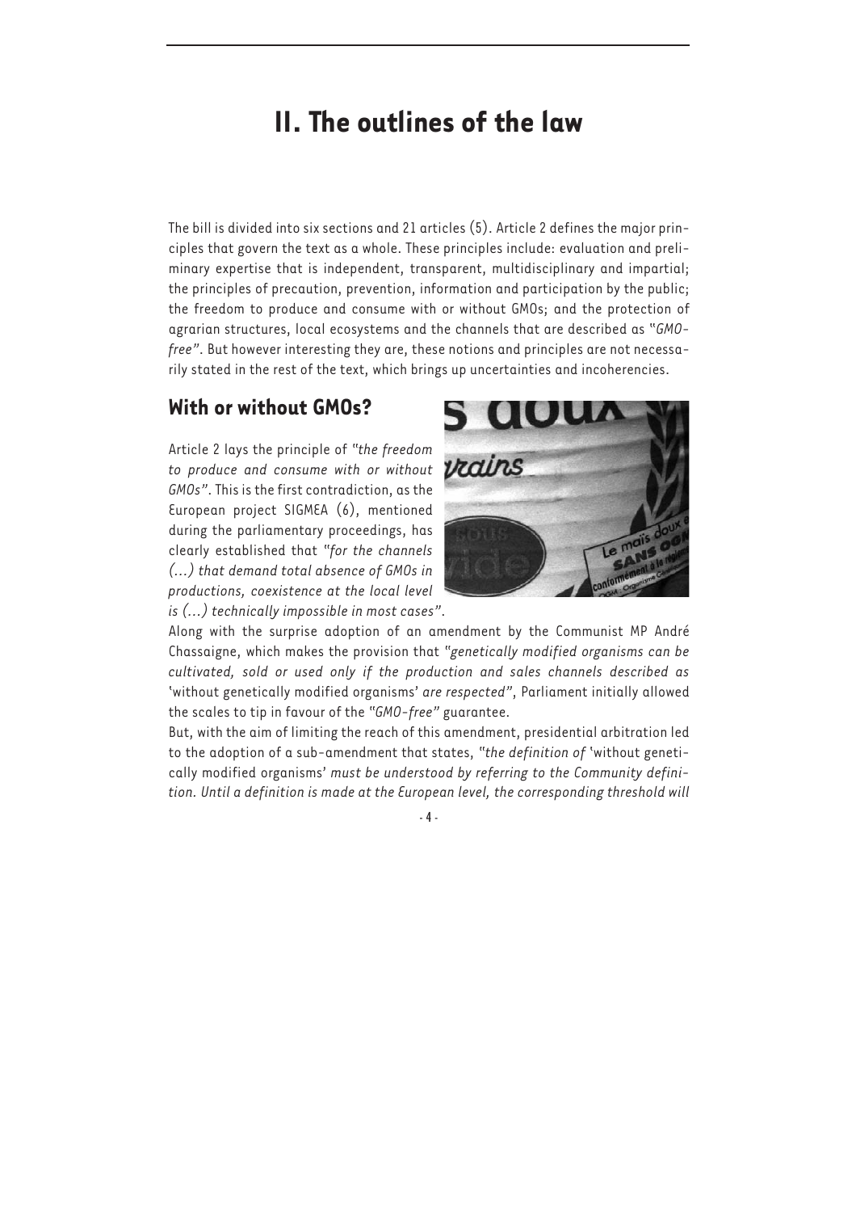# II. The outlines of the law

The bill is divided into six sections and 21 articles (5). Article 2 defines the major principles that govern the text as a whole. These principles include: evaluation and preliminary expertise that is independent, transparent, multidisciplinary and impartial; the principles of precaution, prevention, information and participation by the public; the freedom to produce and consume with or without GMOs; and the protection of agrarian structures, local ecosystems and the channels that are described as "*GMO-free*". But however interesting they are, these notions and principles are not necessarily stated in the rest of the text, which brings up uncertainties and incoherencies.

## With or without GMOs?

Article 2 lays the principle of "*the freedom to produce and consume with or without GMOs*". This is the first contradiction, as the European project SIGMEA (6), mentioned during the parliamentary proceedings, has clearly established that "*for the channels (...) that demand total absence of GMOs in productions, coexistence at the local level is (...) technically impossible in most cases*".

Along with the surprise adoption of an amendment by the Communist MP André Chassaigne, which makes the provision that "*genetically modified organisms can be cultivated, sold or used only if the production and sales channels described as* 'without genetically modified organisms' *are respected*", Parliament initially allowed the scales to tip in favour of the "*GMO-free*" guarantee.

But, with the aim of limiting the reach of this amendment, presidential arbitration led to the adoption of a sub-amendment that states, "*the definition of* 'without genetically modified organisms' *must be understood by referring to the Community definition. Until a definition is made at the European level, the corresponding threshold will*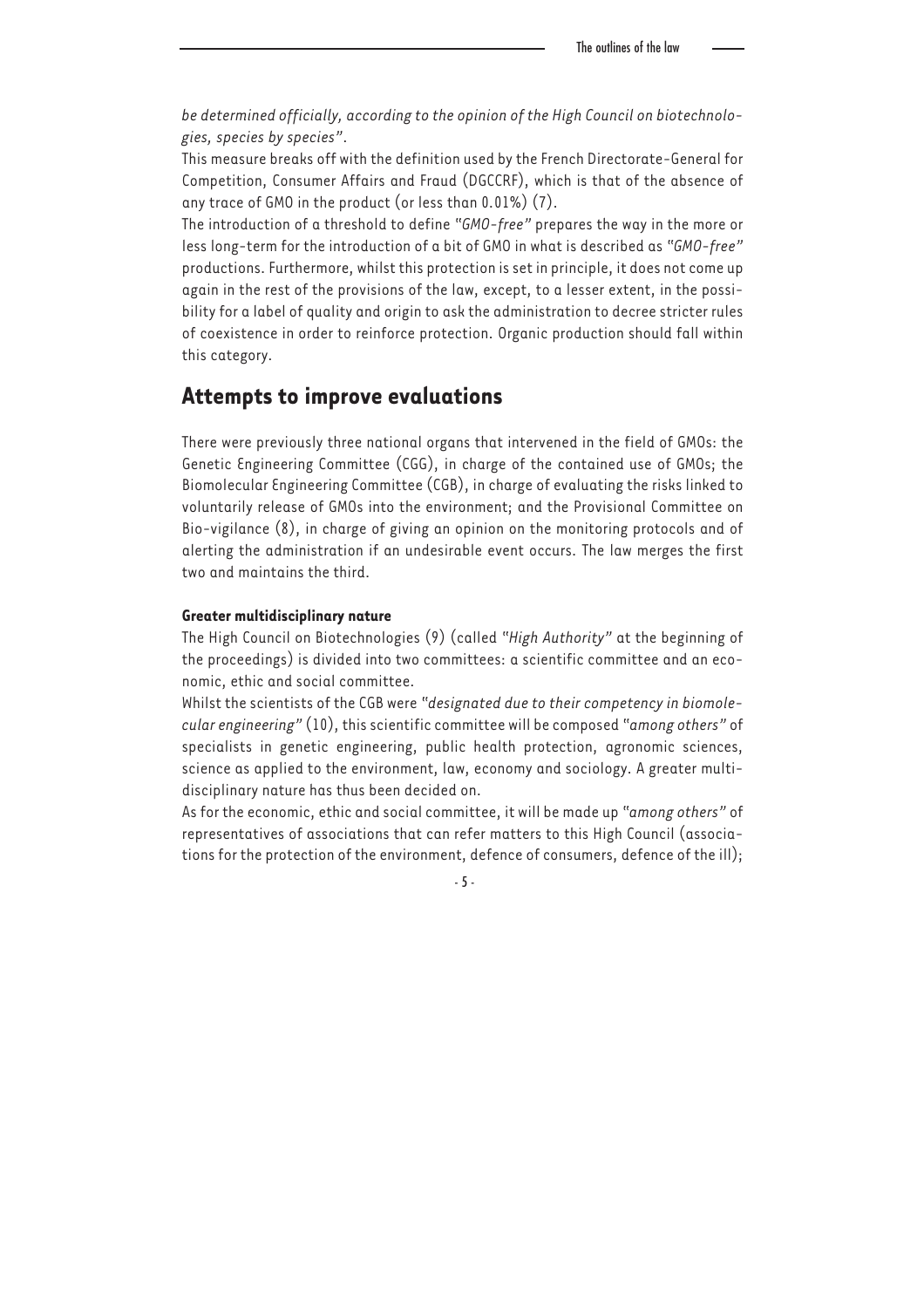*be determined officially, according to the opinion of the High Council on biotechnologies, species by species"*.

This measure breaks off with the definition used by the French Directorate-General for Competition, Consumer Affairs and Fraud (DGCCRF), which is that of the absence of any trace of GMO in the product (or less than 0.01%) (7).

The introduction of a threshold to define "*GMO-free*" prepares the way in the more or less long-term for the introduction of a bit of GMO in what is described as "*GMO-free*" productions. Furthermore, whilst this protection is set in principle, it does not come up again in the rest of the provisions of the law, except, to a lesser extent, in the possibility for a label of quality and origin to ask the administration to decree stricter rules of coexistence in order to reinforce protection. Organic production should fall within this category.

## Attempts to improve evaluations

There were previously three national organs that intervened in the field of GMOs: the Genetic Engineering Committee (CGG), in charge of the contained use of GMOs; the Biomolecular Engineering Committee (CGB), in charge of evaluating the risks linked to voluntarily release of GMOs into the environment; and the Provisional Committee on Bio-vigilance (8), in charge of giving an opinion on the monitoring protocols and of alerting the administration if an undesirable event occurs. The law merges the first two and maintains the third.

### Greater multidisciplinary nature

The High Council on Biotechnologies (9) (called "*High Authority*" at the beginning of the proceedings) is divided into two committees: a scientific committee and an economic, ethic and social committee.

Whilst the scientists of the CGB were "*designated due to their competency in biomolecular engineering*" (10), this scientific committee will be composed "*among others*" of specialists in genetic engineering, public health protection, agronomic sciences, science as applied to the environment, law, economy and sociology. A greater multidisciplinary nature has thus been decided on.

As for the economic, ethic and social committee, it will be made up "*among others*" of representatives of associations that can refer matters to this High Council (associations for the protection of the environment, defence of consumers, defence of the ill);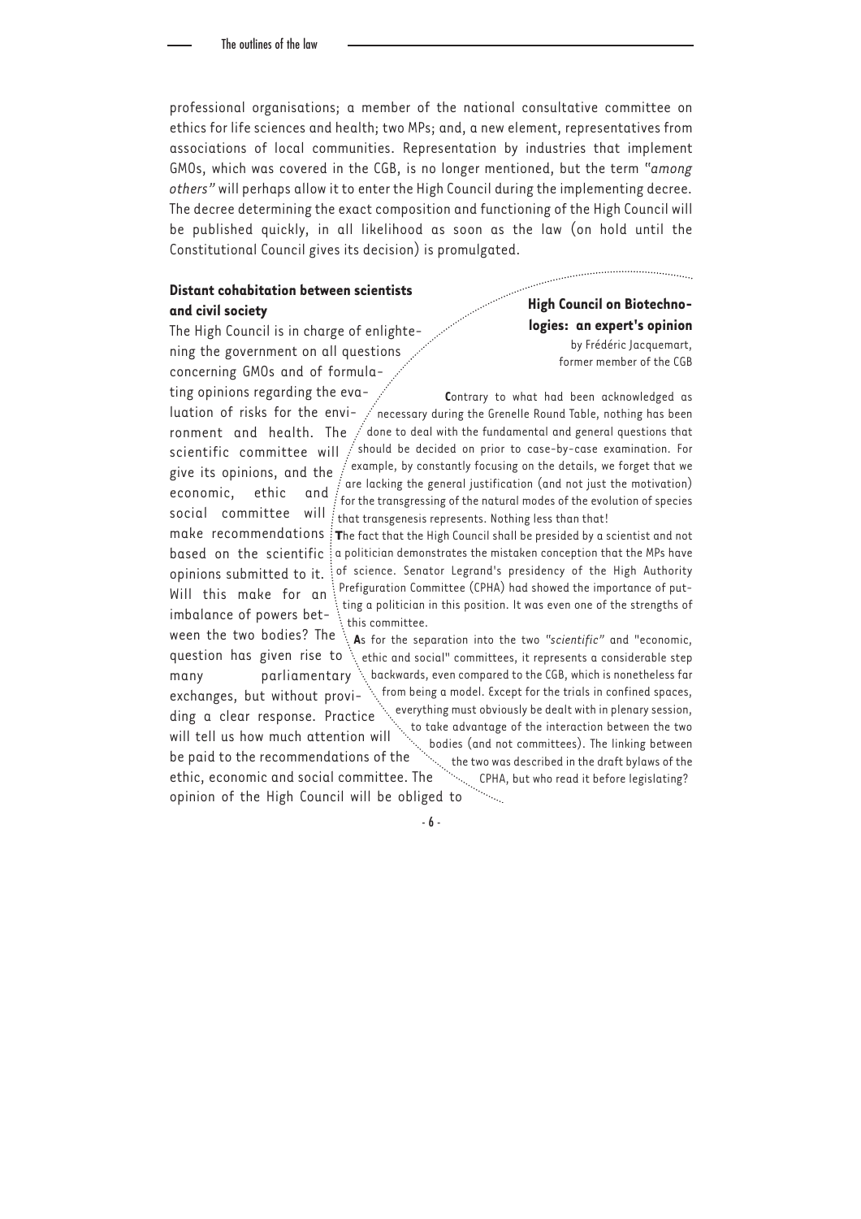professional organisations; a member of the national consultative committee on ethics for life sciences and health; two MPs; and, a new element, representatives from associations of local communities. Representation by industries that implement GMOs, which was covered in the CGB, is no longer mentioned, but the term "*among others*" will perhaps allow it to enter the High Council during the implementing decree. The decree determining the exact composition and functioning of the High Council will be published quickly, in all likelihood as soon as the law (on hold until the Constitutional Council gives its decision) is promulgated.

### Distant cohabitation between scientists and civil society

The High Council is in charge of enlightening the government on all questions concerning GMOs and of formulating opinions regarding the evaluation of risks for the environment and health. The scientific committee will give its opinions, and the economic, ethic and social committee will make recommendations based on the scientific opinions submitted to it. Will this make for an imbalance of powers between the two bodies? The question has given rise to many parliamentary exchanges, but without providing a clear response. Practice will tell us how much attention will be paid to the recommendations of the ethic, economic and social committee. The opinion of the High Council will be obliged to

---

**High Council on Biotechnologies: an expert's opinion**

by Frédéric Jacquemart, former member of the CGB

Contrary to what had been acknowledged as necessary during the Grenelle Round Table, nothing has been done to deal with the fundamental and general questions that should be decided on prior to case-by-case examination. For example, by constantly focusing on the details, we forget that we are lacking the general justification (and not just the motivation) for the transgressing of the natural modes of the evolution of species that transgenesis represents. Nothing less than that!

The fact that the High Council shall be presided by a scientist and not a politician demonstrates the mistaken conception that the MPs have of science. Senator Legrand's presidency of the High Authority Prefiguration Committee (CPHA) had showed the importance of putting a politician in this position. It was even one of the strengths of this committee.

As for the separation into the two "*scientific*" and "economic, ethic and social" committees, it represents a considerable step backwards, even compared to the CGB, which is nonetheless far from being a model. Except for the trials in confined spaces, everything must obviously be dealt with in plenary session, to take advantage of the interaction between the two bodies (and not committees). The linking between the two was described in the draft bylaws of the CPHA, but who read it before legislating?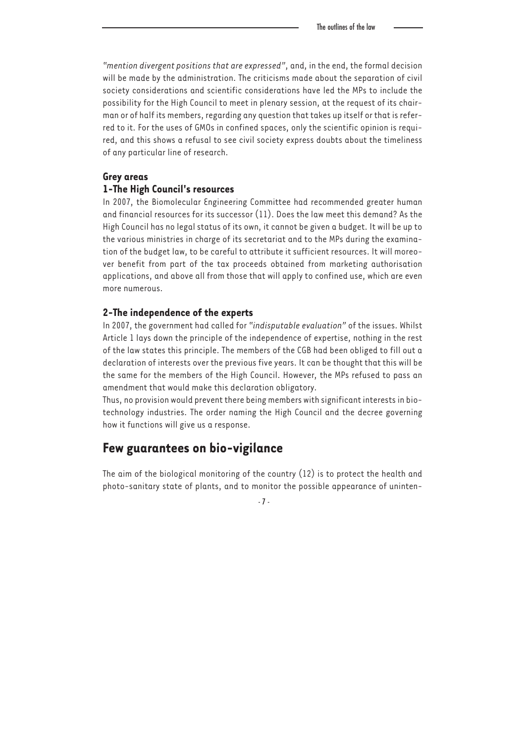*"mention divergent positions that are expressed"*, and, in the end, the formal decision will be made by the administration. The criticisms made about the separation of civil society considerations and scientific considerations have led the MPs to include the possibility for the High Council to meet in plenary session, at the request of its chairman or of half its members, regarding any question that takes up itself or that is referred to it. For the uses of GMOs in confined spaces, only the scientific opinion is required, and this shows a refusal to see civil society express doubts about the timeliness of any particular line of research.

### Grey areas

### 1-The High Council's resources

In 2007, the Biomolecular Engineering Committee had recommended greater human and financial resources for its successor (11). Does the law meet this demand? As the High Council has no legal status of its own, it cannot be given a budget. It will be up to the various ministries in charge of its secretariat and to the MPs during the examination of the budget law, to be careful to attribute it sufficient resources. It will moreover benefit from part of the tax proceeds obtained from marketing authorisation applications, and above all from those that will apply to confined use, which are even more numerous.

### 2-The independence of the experts

In 2007, the government had called for *"indisputable evaluation"* of the issues. Whilst Article 1 lays down the principle of the independence of expertise, nothing in the rest of the law states this principle. The members of the CGB had been obliged to fill out a declaration of interests over the previous five years. It can be thought that this will be the same for the members of the High Council. However, the MPs refused to pass an amendment that would make this declaration obligatory.

Thus, no provision would prevent there being members with significant interests in biotechnology industries. The order naming the High Council and the decree governing how it functions will give us a response.

## Few guarantees on bio-vigilance

The aim of the biological monitoring of the country (12) is to protect the health and photo-sanitary state of plants, and to monitor the possible appearance of uninten-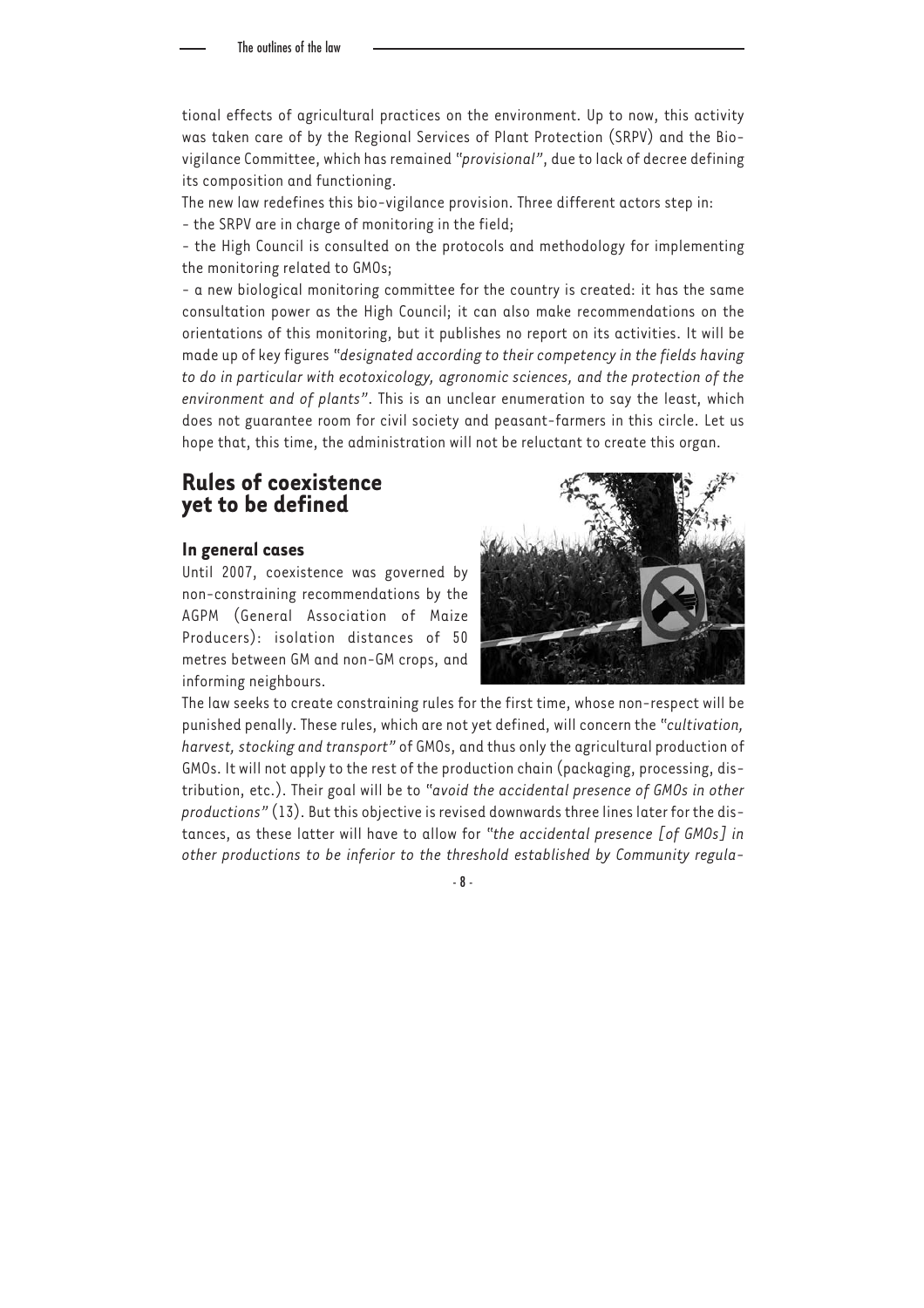tional effects of agricultural practices on the environment. Up to now, this activity was taken care of by the Regional Services of Plant Protection (SRPV) and the Bio-vigilance Committee, which has remained "*provisional*", due to lack of decree defining its composition and functioning.

The new law redefines this bio-vigilance provision. Three different actors step in:

- the SRPV are in charge of monitoring in the field;
- the High Council is consulted on the protocols and methodology for implementing the monitoring related to GMOs;
- a new biological monitoring committee for the country is created: it has the same consultation power as the High Council; it can also make recommendations on the orientations of this monitoring, but it publishes no report on its activities. It will be made up of key figures "*designated according to their competency in the fields having to do in particular with ecotoxicology, agronomic sciences, and the protection of the environment and of plants*". This is an unclear enumeration to say the least, which does not guarantee room for civil society and peasant-farmers in this circle. Let us hope that, this time, the administration will not be reluctant to create this organ.

## Rules of coexistence yet to be defined

### In general cases

Until 2007, coexistence was governed by non-constraining recommendations by the AGPM (General Association of Maize Producers): isolation distances of 50 metres between GM and non-GM crops, and informing neighbours.

The law seeks to create constraining rules for the first time, whose non-respect will be punished penally. These rules, which are not yet defined, will concern the "*cultivation, harvest, stocking and transport*" of GMOs, and thus only the agricultural production of GMOs. It will not apply to the rest of the production chain (packaging, processing, distribution, etc.). Their goal will be to "*avoid the accidental presence of GMOs in other productions*" (13). But this objective is revised downwards three lines later for the distances, as these latter will have to allow for "*the accidental presence [of GMOs] in other productions to be inferior to the threshold established by Community regula-*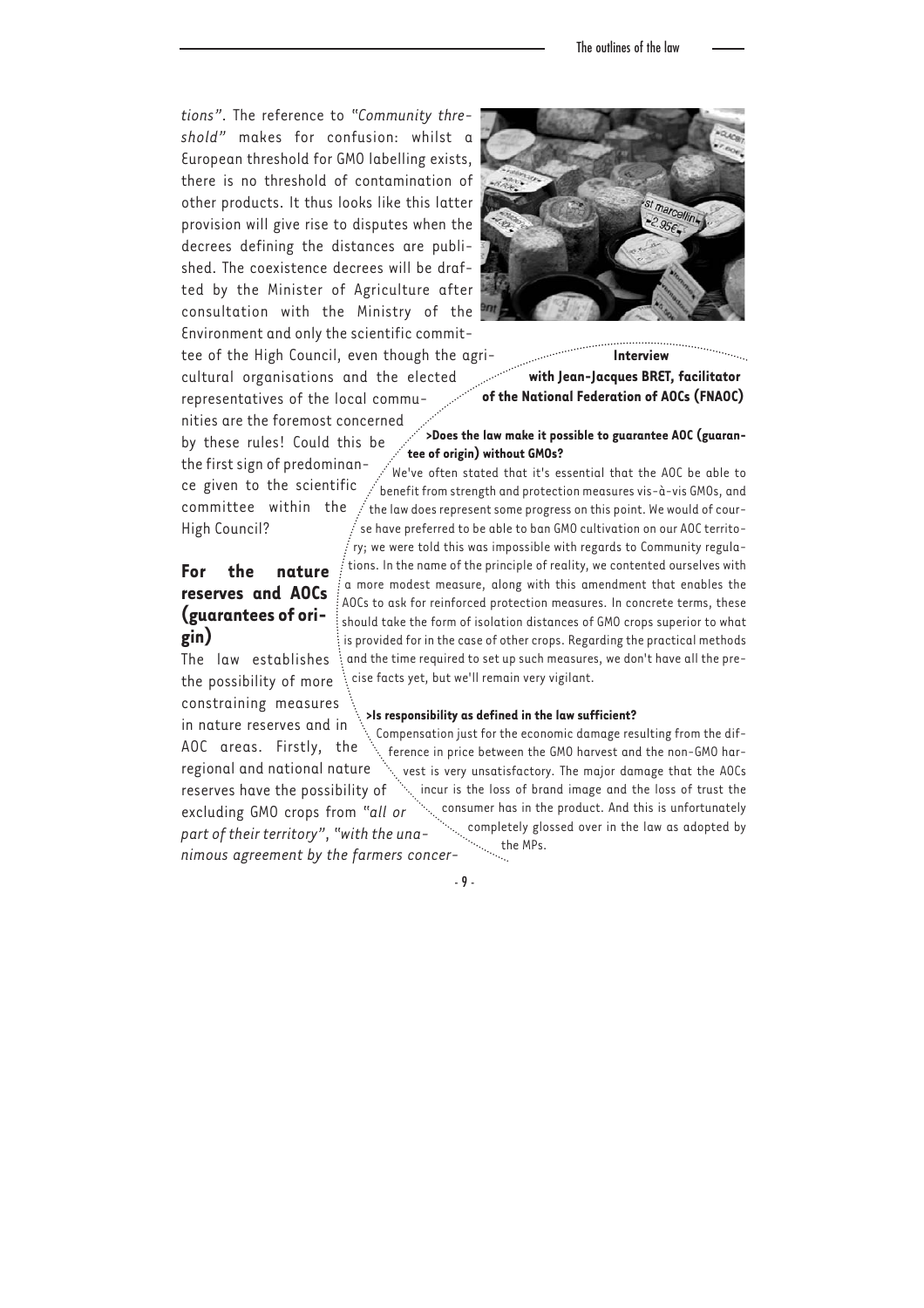tions". The reference to "*Community threshold*" makes for confusion: whilst a European threshold for GMO labelling exists, there is no threshold of contamination of other products. It thus looks like this latter provision will give rise to disputes when the decrees defining the distances are published. The coexistence decrees will be drafted by the Minister of Agriculture after consultation with the Ministry of the Environment and only the scientific committee of the High Council, even though the agricultural organisations and the elected representatives of the local communities are the foremost concerned by these rules! Could this be the first sign of predominance given to the scientific committee within the High Council?

## For the nature reserves and AOCs (guarantees of origin)

The law establishes the possibility of more constraining measures in nature reserves and in AOC areas. Firstly, the regional and national nature reserves have the possibility of excluding GMO crops from "*all or part of their territory*", "*with the unanimous agreement by the farmers concer-*

**Interview with Jean-Jacques BRET, facilitator of the National Federation of AOCs (FNAOC)**

**>Does the law make it possible to guarantee AOC (guarantee of origin) without GMOs?**

We've often stated that it's essential that the AOC be able to benefit from strength and protection measures vis-à-vis GMOs, and the law does represent some progress on this point. We would of course have preferred to be able to ban GMO cultivation on our AOC territory; we were told this was impossible with regards to Community regulations. In the name of the principle of reality, we contented ourselves with a more modest measure, along with this amendment that enables the AOCs to ask for reinforced protection measures. In concrete terms, these should take the form of isolation distances of GMO crops superior to what is provided for in the case of other crops. Regarding the practical methods and the time required to set up such measures, we don't have all the precise facts yet, but we'll remain very vigilant.

**>Is responsibility as defined in the law sufficient?**

Compensation just for the economic damage resulting from the difference in price between the GMO harvest and the non-GMO harvest is very unsatisfactory. The major damage that the AOCs incur is the loss of brand image and the loss of trust the consumer has in the product. And this is unfortunately completely glossed over in the law as adopted by the MPs.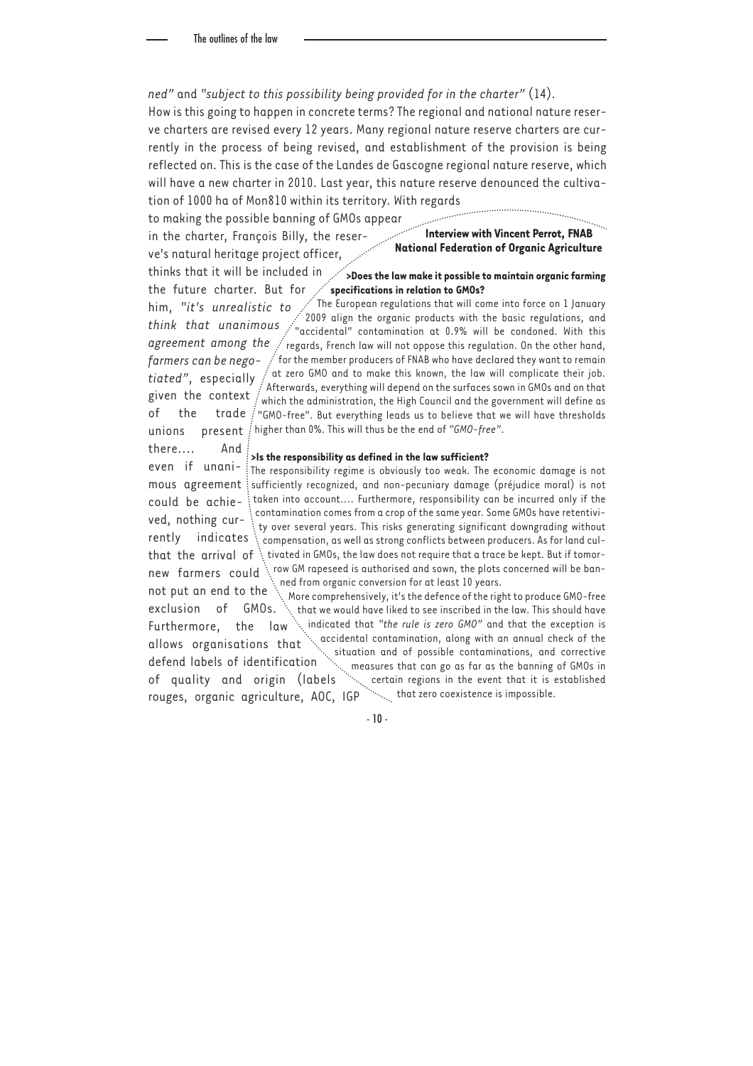*ned"* and *"subject to this possibility being provided for in the charter"* (14).

How is this going to happen in concrete terms? The regional and national nature reserve charters are revised every 12 years. Many regional nature reserve charters are currently in the process of being revised, and establishment of the provision is being reflected on. This is the case of the Landes de Gascogne regional nature reserve, which will have a new charter in 2010. Last year, this nature reserve denounced the cultivation of 1000 ha of Mon810 within its territory. With regards to making the possible banning of GMOs appear in the charter, François Billy, the reserve's natural heritage project officer, thinks that it will be included in the future charter. But for him, *"it's unrealistic to think that unanimous agreement among the farmers can be negotiated"*, especially given the context of the trade unions present there.... And even if unanimous agreement could be achieved, nothing currently indicates that the arrival of new farmers could not put an end to the exclusion of GMOs. Furthermore, the law allows organisations that defend labels of identification of quality and origin (labels rouges, organic agriculture, AOC, IGP

**Interview with Vincent Perrot, FNAB National Federation of Organic Agriculture**

**>Does the law make it possible to maintain organic farming specifications in relation to GMOs?**

The European regulations that will come into force on 1 January 2009 align the organic products with the basic regulations, and "accidental" contamination at 0.9% will be condoned. With this regards, French law will not oppose this regulation. On the other hand, for the member producers of FNAB who have declared they want to remain at zero GMO and to make this known, the law will complicate their job. Afterwards, everything will depend on the surfaces sown in GMOs and on that which the administration, the High Council and the government will define as "GMO-free". But everything leads us to believe that we will have thresholds higher than 0%. This will thus be the end of *"GMO-free"*.

**>Is the responsibility as defined in the law sufficient?**

The responsibility regime is obviously too weak. The economic damage is not sufficiently recognized, and non-pecuniary damage (préjudice moral) is not taken into account.... Furthermore, responsibility can be incurred only if the contamination comes from a crop of the same year. Some GMOs have retentivity over several years. This risks generating significant downgrading without compensation, as well as strong conflicts between producers. As for land cultivated in GMOs, the law does not require that a trace be kept. But if tomorrow GM rapeseed is authorised and sown, the plots concerned will be banned from organic conversion for at least 10 years.

More comprehensively, it's the defence of the right to produce GMO-free that we would have liked to see inscribed in the law. This should have indicated that *"the rule is zero GMO"* and that the exception is accidental contamination, along with an annual check of the situation and of possible contaminations, and corrective measures that can go as far as the banning of GMOs in certain regions in the event that it is established that zero coexistence is impossible.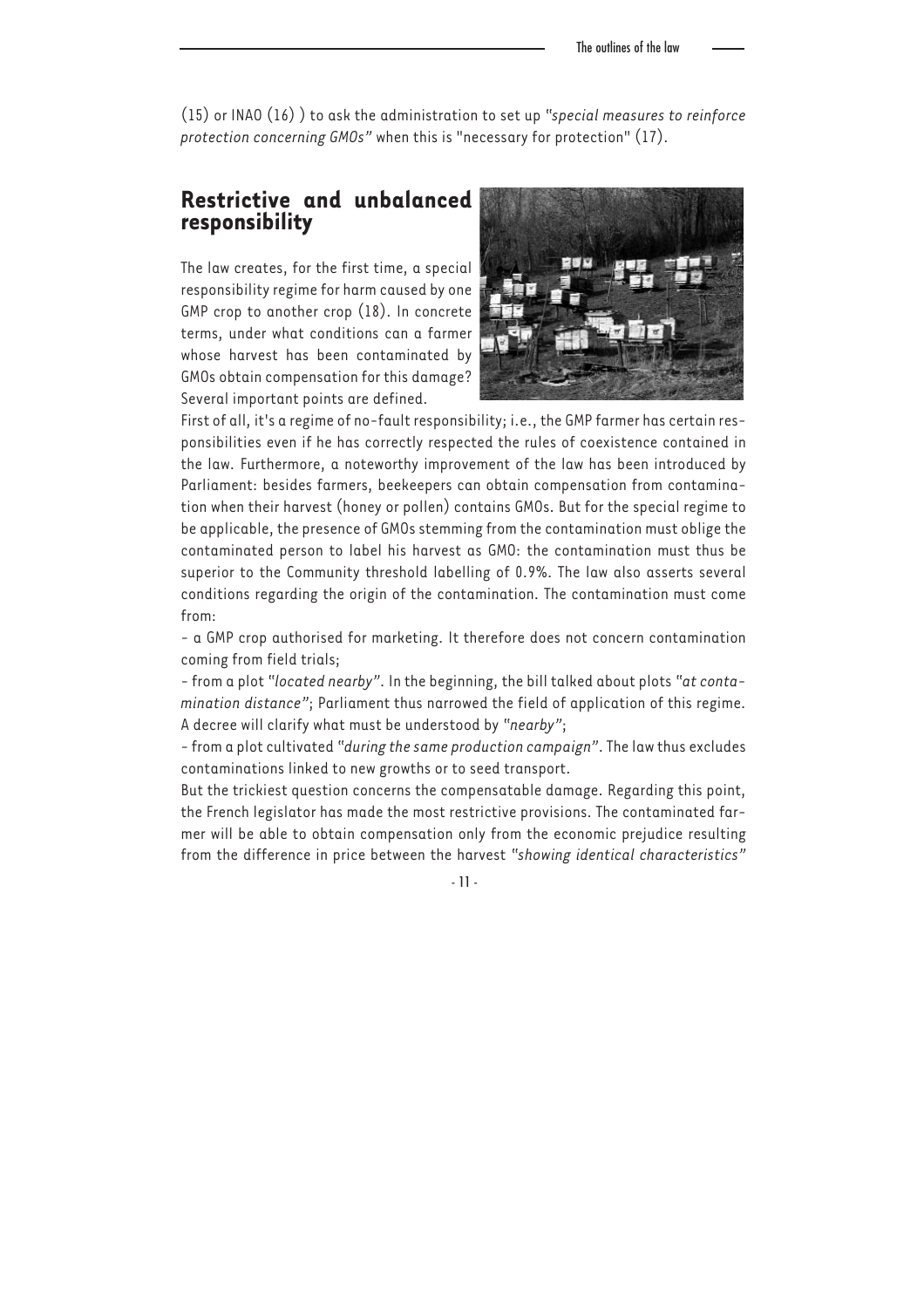(15) or INAO (16) ) to ask the administration to set up *"special measures to reinforce protection concerning GMOs"* when this is "necessary for protection" (17).

## Restrictive and unbalanced responsibility

The law creates, for the first time, a special responsibility regime for harm caused by one GMP crop to another crop (18). In concrete terms, under what conditions can a farmer whose harvest has been contaminated by GMOs obtain compensation for this damage? Several important points are defined.

First of all, it's a regime of no-fault responsibility; i.e., the GMP farmer has certain responsibilities even if he has correctly respected the rules of coexistence contained in the law. Furthermore, a noteworthy improvement of the law has been introduced by Parliament: besides farmers, beekeepers can obtain compensation from contamination when their harvest (honey or pollen) contains GMOs. But for the special regime to be applicable, the presence of GMOs stemming from the contamination must oblige the contaminated person to label his harvest as GMO: the contamination must thus be superior to the Community threshold labelling of 0.9%. The law also asserts several conditions regarding the origin of the contamination. The contamination must come from:

- a GMP crop authorised for marketing. It therefore does not concern contamination coming from field trials;
- from a plot *"located nearby"*. In the beginning, the bill talked about plots *"at contamination distance"*; Parliament thus narrowed the field of application of this regime. A decree will clarify what must be understood by *"nearby"*;
- from a plot cultivated *"during the same production campaign"*. The law thus excludes contaminations linked to new growths or to seed transport.

But the trickiest question concerns the compensatable damage. Regarding this point, the French legislator has made the most restrictive provisions. The contaminated farmer will be able to obtain compensation only from the economic prejudice resulting from the difference in price between the harvest *"showing identical characteristics"*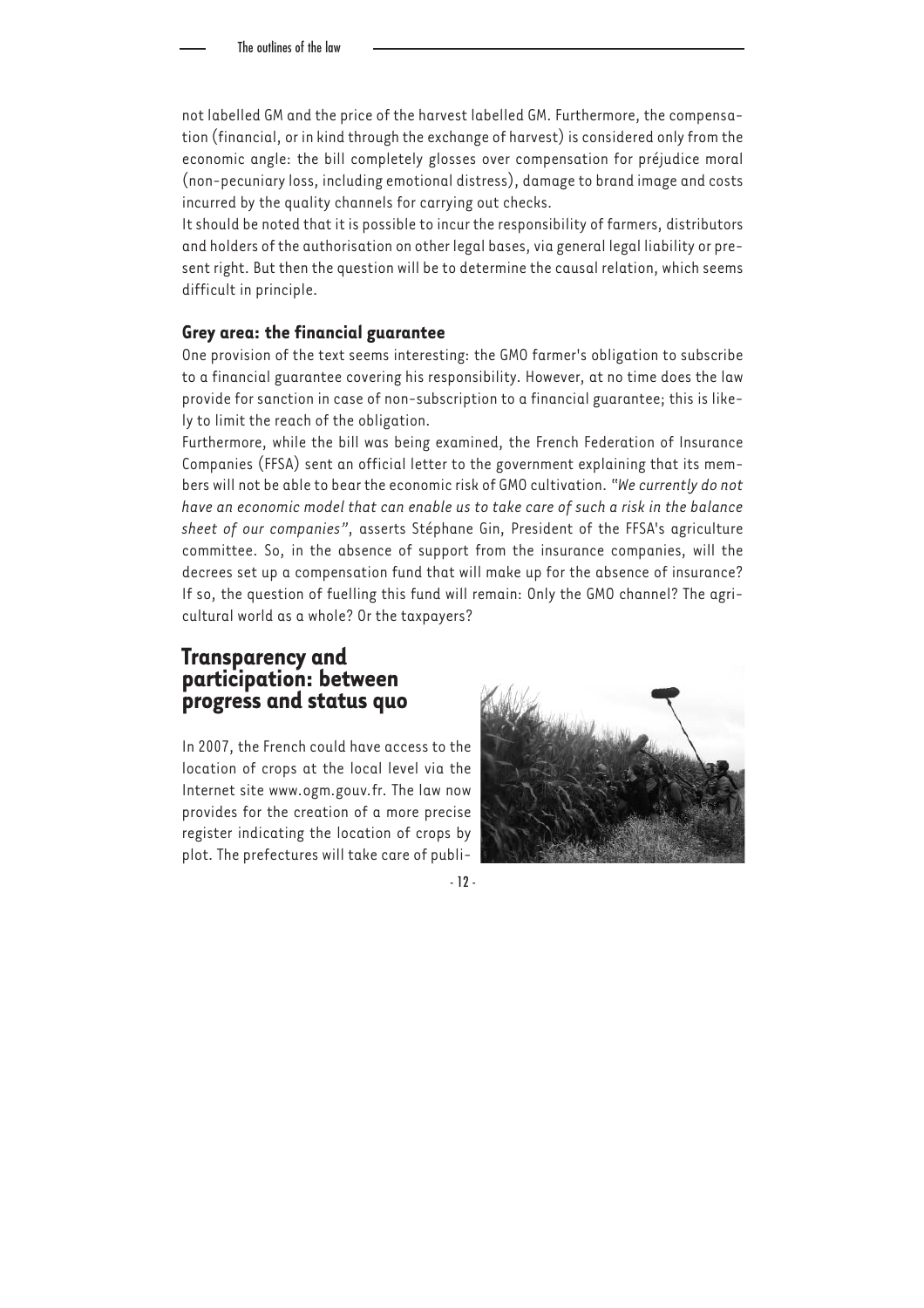not labelled GM and the price of the harvest labelled GM. Furthermore, the compensation (financial, or in kind through the exchange of harvest) is considered only from the economic angle: the bill completely glosses over compensation for préjudice moral (non-pecuniary loss, including emotional distress), damage to brand image and costs incurred by the quality channels for carrying out checks.

It should be noted that it is possible to incur the responsibility of farmers, distributors and holders of the authorisation on other legal bases, via general legal liability or present right. But then the question will be to determine the causal relation, which seems difficult in principle.

### Grey area: the financial guarantee

One provision of the text seems interesting: the GMO farmer's obligation to subscribe to a financial guarantee covering his responsibility. However, at no time does the law provide for sanction in case of non-subscription to a financial guarantee; this is likely to limit the reach of the obligation.

Furthermore, while the bill was being examined, the French Federation of Insurance Companies (FFSA) sent an official letter to the government explaining that its members will not be able to bear the economic risk of GMO cultivation. *"We currently do not have an economic model that can enable us to take care of such a risk in the balance sheet of our companies"*, asserts Stéphane Gin, President of the FFSA's agriculture committee. So, in the absence of support from the insurance companies, will the decrees set up a compensation fund that will make up for the absence of insurance? If so, the question of fuelling this fund will remain: Only the GMO channel? The agricultural world as a whole? Or the taxpayers?

## Transparency and participation: between progress and status quo

In 2007, the French could have access to the location of crops at the local level via the Internet site www.ogm.gouv.fr. The law now provides for the creation of a more precise register indicating the location of crops by plot. The prefectures will take care of publi-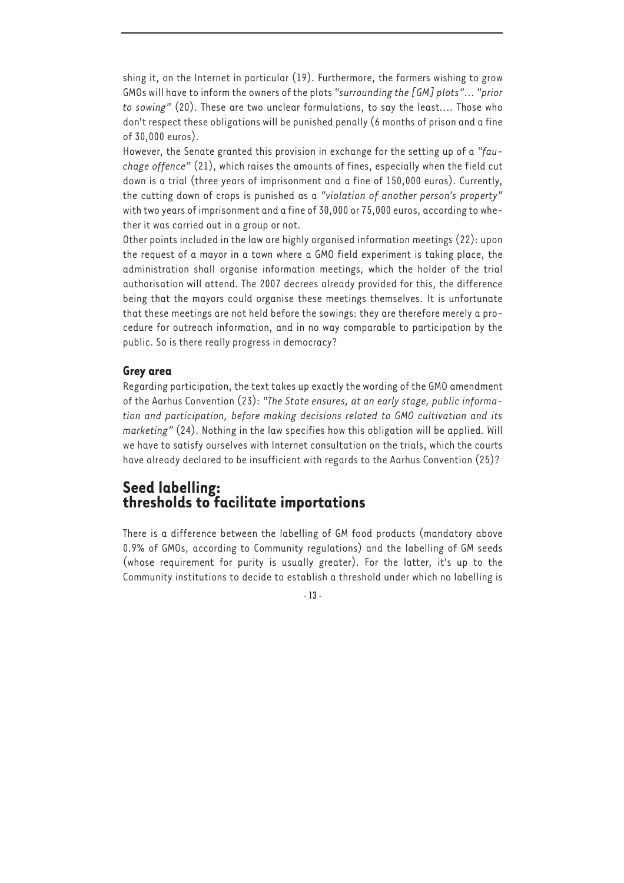shing it, on the Internet in particular (19). Furthermore, the farmers wishing to grow GMOs will have to inform the owners of the plots *"surrounding the [GM] plots"*... *"prior to sowing"* (20). These are two unclear formulations, to say the least.... Those who don't respect these obligations will be punished penally (6 months of prison and a fine of 30,000 euros).

However, the Senate granted this provision in exchange for the setting up of a *"fauchage offence"* (21), which raises the amounts of fines, especially when the field cut down is a trial (three years of imprisonment and a fine of 150,000 euros). Currently, the cutting down of crops is punished as a *"violation of another person's property"* with two years of imprisonment and a fine of 30,000 or 75,000 euros, according to whether it was carried out in a group or not.

Other points included in the law are highly organised information meetings (22): upon the request of a mayor in a town where a GMO field experiment is taking place, the administration shall organise information meetings, which the holder of the trial authorisation will attend. The 2007 decrees already provided for this, the difference being that the mayors could organise these meetings themselves. It is unfortunate that these meetings are not held before the sowings: they are therefore merely a procedure for outreach information, and in no way comparable to participation by the public. So is there really progress in democracy?

### Grey area

Regarding participation, the text takes up exactly the wording of the GMO amendment of the Aarhus Convention (23): *"The State ensures, at an early stage, public information and participation, before making decisions related to GMO cultivation and its marketing"* (24). Nothing in the law specifies how this obligation will be applied. Will we have to satisfy ourselves with Internet consultation on the trials, which the courts have already declared to be insufficient with regards to the Aarhus Convention (25)?

## Seed labelling: thresholds to facilitate importations

There is a difference between the labelling of GM food products (mandatory above 0.9% of GMOs, according to Community regulations) and the labelling of GM seeds (whose requirement for purity is usually greater). For the latter, it's up to the Community institutions to decide to establish a threshold under which no labelling is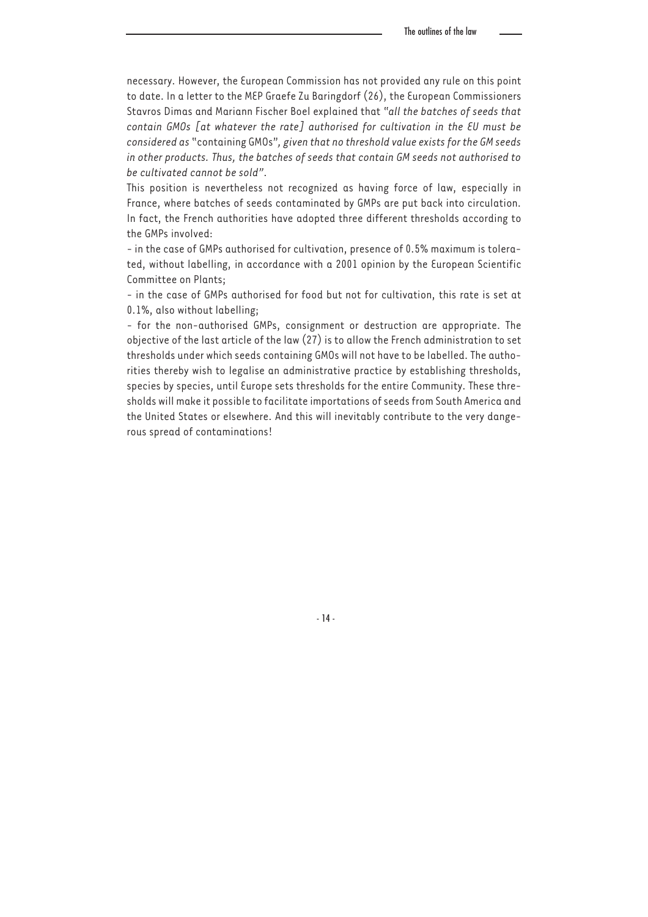necessary. However, the European Commission has not provided any rule on this point to date. In a letter to the MEP Graefe Zu Baringdorf (26), the European Commissioners Stavros Dimas and Mariann Fischer Boel explained that *"all the batches of seeds that contain GMOs [at whatever the rate] authorised for cultivation in the EU must be considered as* "containing GMOs"*, given that no threshold value exists for the GM seeds in other products. Thus, the batches of seeds that contain GM seeds not authorised to be cultivated cannot be sold"*.

This position is nevertheless not recognized as having force of law, especially in France, where batches of seeds contaminated by GMPs are put back into circulation. In fact, the French authorities have adopted three different thresholds according to the GMPs involved:

- in the case of GMPs authorised for cultivation, presence of 0.5% maximum is tolerated, without labelling, in accordance with a 2001 opinion by the European Scientific Committee on Plants;
- in the case of GMPs authorised for food but not for cultivation, this rate is set at 0.1%, also without labelling;
- for the non-authorised GMPs, consignment or destruction are appropriate. The objective of the last article of the law (27) is to allow the French administration to set thresholds under which seeds containing GMOs will not have to be labelled. The authorities thereby wish to legalise an administrative practice by establishing thresholds, species by species, until Europe sets thresholds for the entire Community. These thresholds will make it possible to facilitate importations of seeds from South America and the United States or elsewhere. And this will inevitably contribute to the very dangerous spread of contaminations!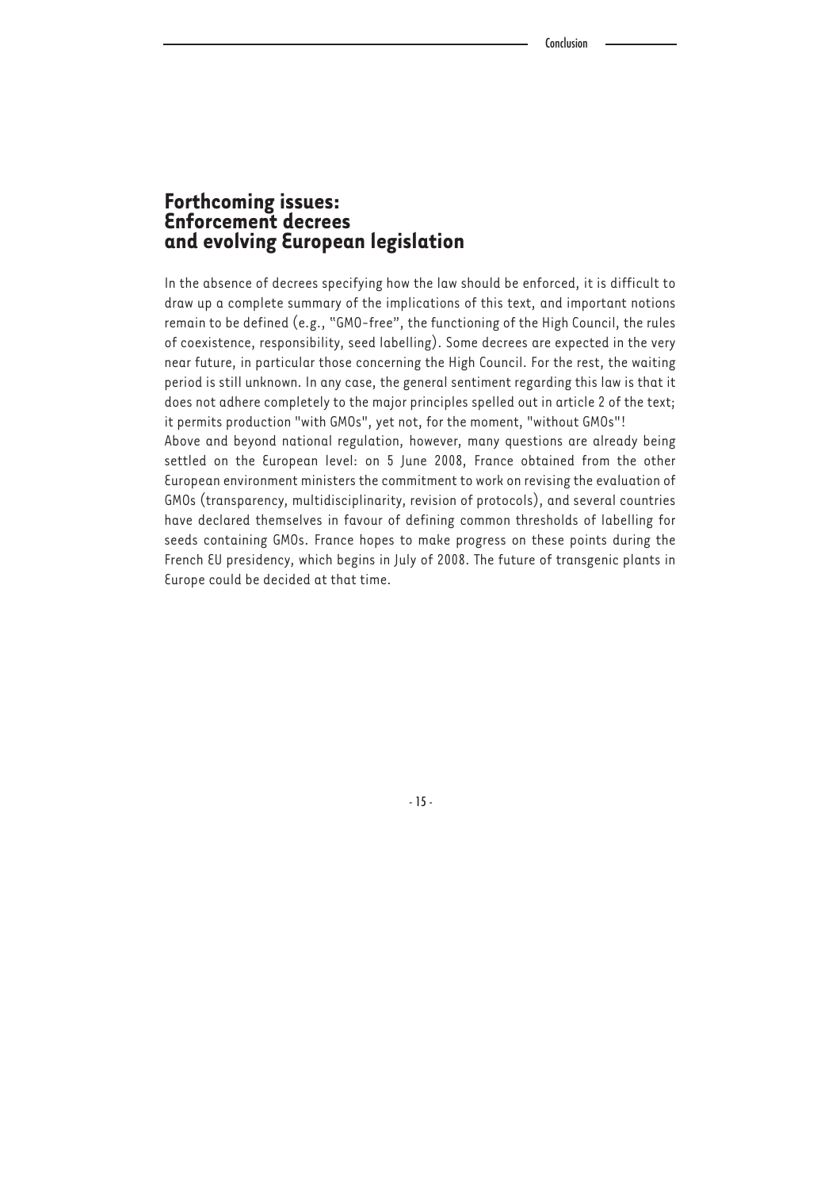## Forthcoming issues: Enforcement decrees and evolving European legislation

In the absence of decrees specifying how the law should be enforced, it is difficult to draw up a complete summary of the implications of this text, and important notions remain to be defined (e.g., "GMO-free", the functioning of the High Council, the rules of coexistence, responsibility, seed labelling). Some decrees are expected in the very near future, in particular those concerning the High Council. For the rest, the waiting period is still unknown. In any case, the general sentiment regarding this law is that it does not adhere completely to the major principles spelled out in article 2 of the text; it permits production "with GMOs", yet not, for the moment, "without GMOs"!

Above and beyond national regulation, however, many questions are already being settled on the European level: on 5 June 2008, France obtained from the other European environment ministers the commitment to work on revising the evaluation of GMOs (transparency, multidisciplinarity, revision of protocols), and several countries have declared themselves in favour of defining common thresholds of labelling for seeds containing GMOs. France hopes to make progress on these points during the French EU presidency, which begins in July of 2008. The future of transgenic plants in Europe could be decided at that time.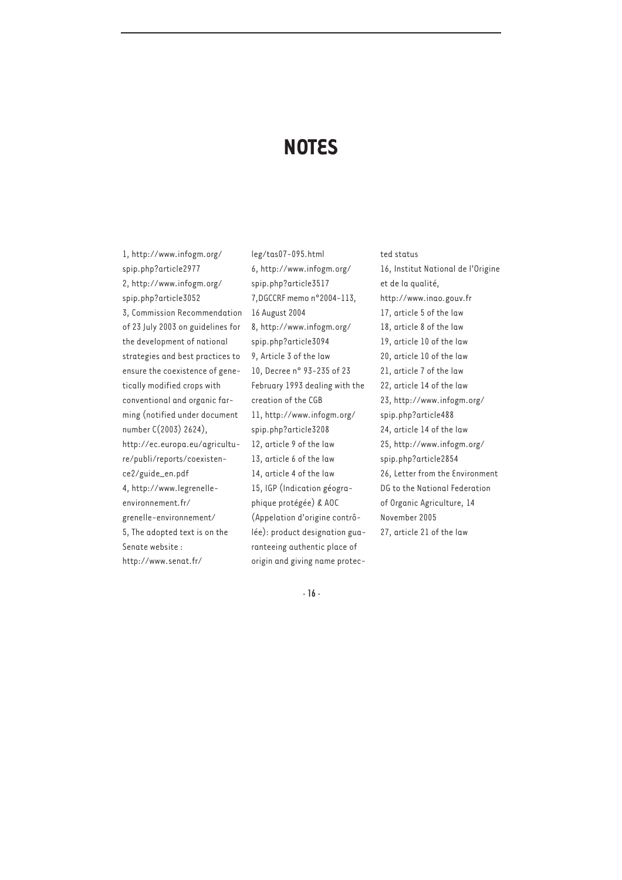# NOTES

1, http://www.infogm.org/spip.php?article2977

2, http://www.infogm.org/spip.php?article3052

3, Commission Recommendation of 23 July 2003 on guidelines for the development of national strategies and best practices to ensure the coexistence of genetically modified crops with conventional and organic farming (notified under document number C(2003) 2624), http://ec.europa.eu/agriculture/publi/reports/coexistence2/guide_en.pdf

4, http://www.legrenelle-environnement.fr/grenelle-environnement/

5, The adopted text is on the Senate website : http://www.senat.fr/leg/tas07-095.html

6, http://www.infogm.org/spip.php?article3517

7,DGCCRF memo n°2004-113, 16 August 2004

8, http://www.infogm.org/spip.php?article3094

9, Article 3 of the law

10, Decree n° 93-235 of 23 February 1993 dealing with the creation of the CGB

11, http://www.infogm.org/spip.php?article3208

12, article 9 of the law

13, article 6 of the law

14, article 4 of the law

15, IGP (Indication géographique protégée) & AOC (Appelation d'origine contrôlée): product designation guaranteeing authentic place of origin and giving name protected status

16, Institut National de l'Origine et de la qualité, http://www.inao.gouv.fr

17, article 5 of the law

18, article 8 of the law

19, article 10 of the law

20, article 10 of the law

21, article 7 of the law

22, article 14 of the law

23, http://www.infogm.org/spip.php?article488

24, article 14 of the law

25, http://www.infogm.org/spip.php?article2854

26, Letter from the Environment DG to the National Federation of Organic Agriculture, 14 November 2005

27, article 21 of the law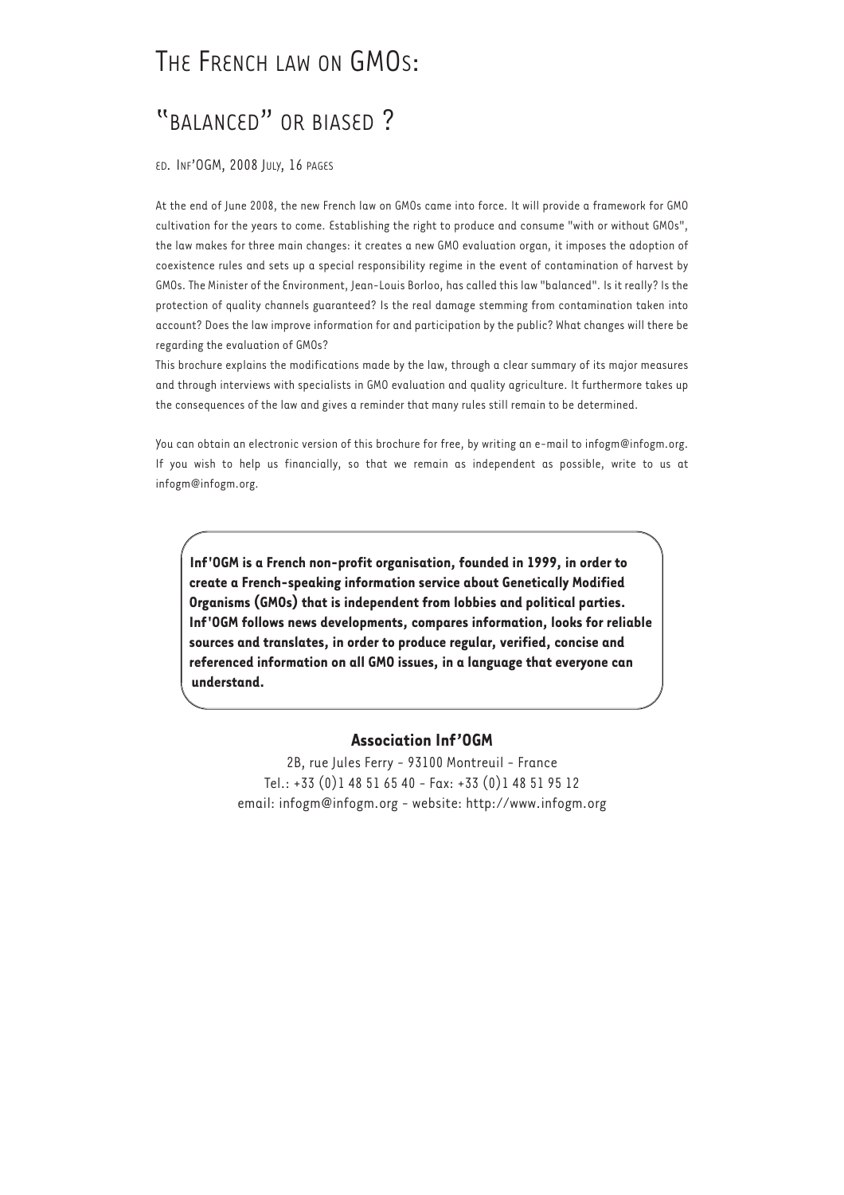# The French law on GMOs:

# "balanced" or biased ?

ed. Inf'OGM, 2008 July, 16 pages

At the end of June 2008, the new French law on GMOs came into force. It will provide a framework for GMO cultivation for the years to come. Establishing the right to produce and consume "with or without GMOs", the law makes for three main changes: it creates a new GMO evaluation organ, it imposes the adoption of coexistence rules and sets up a special responsibility regime in the event of contamination of harvest by GMOs. The Minister of the Environment, Jean-Louis Borloo, has called this law "balanced". Is it really? Is the protection of quality channels guaranteed? Is the real damage stemming from contamination taken into account? Does the law improve information for and participation by the public? What changes will there be regarding the evaluation of GMOs?

This brochure explains the modifications made by the law, through a clear summary of its major measures and through interviews with specialists in GMO evaluation and quality agriculture. It furthermore takes up the consequences of the law and gives a reminder that many rules still remain to be determined.

You can obtain an electronic version of this brochure for free, by writing an e-mail to infogm@infogm.org. If you wish to help us financially, so that we remain as independent as possible, write to us at infogm@infogm.org.

**Inf'OGM is a French non-profit organisation, founded in 1999, in order to create a French-speaking information service about Genetically Modified Organisms (GMOs) that is independent from lobbies and political parties. Inf'OGM follows news developments, compares information, looks for reliable sources and translates, in order to produce regular, verified, concise and referenced information on all GMO issues, in a language that everyone can understand.**

**Association Inf'OGM**

2B, rue Jules Ferry - 93100 Montreuil - France
Tel.: +33 (0)1 48 51 65 40 - Fax: +33 (0)1 48 51 95 12
email: infogm@infogm.org - website: http://www.infogm.org